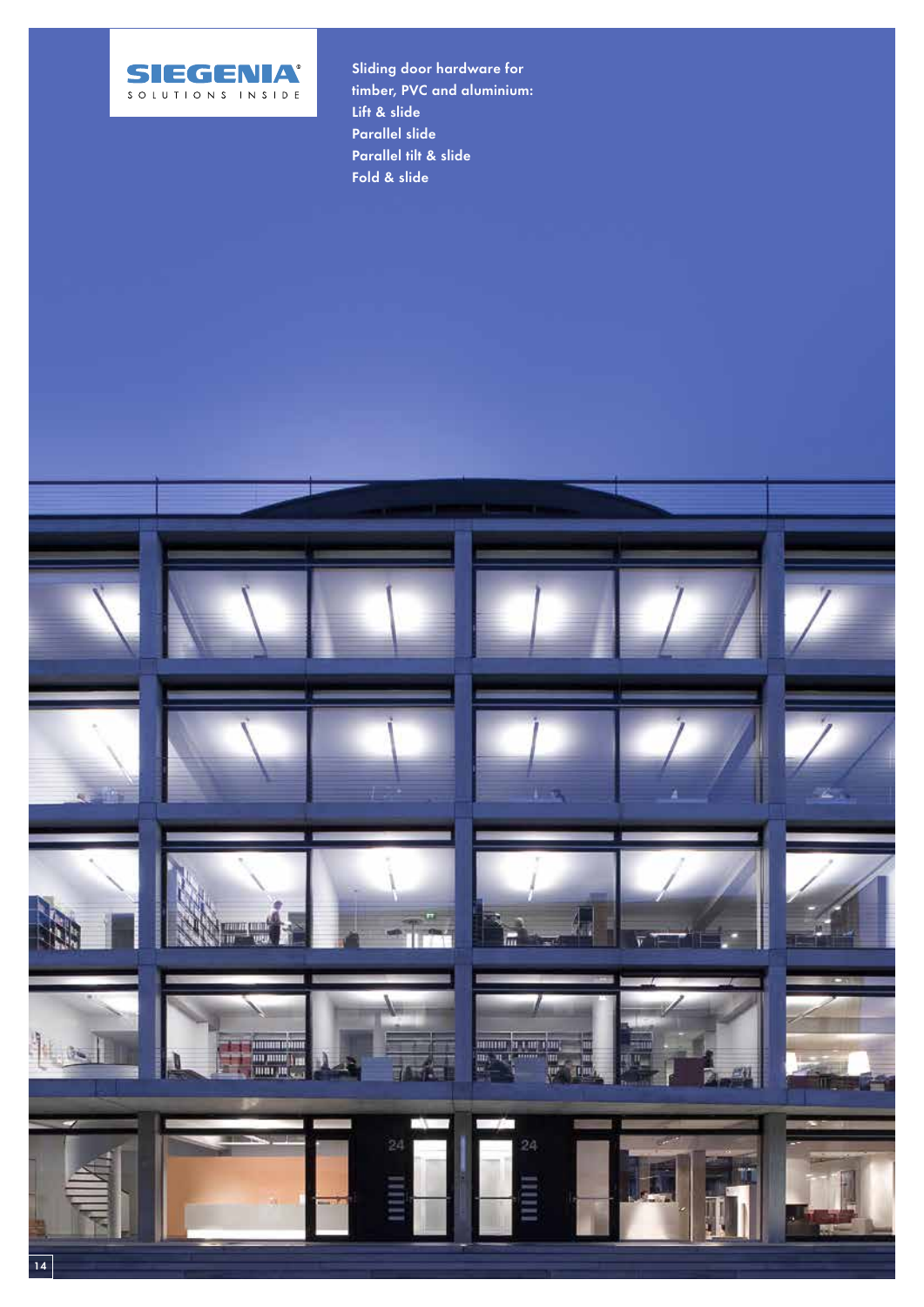SIEGENIA
SOLUTIONS INSIDE

Sliding door hardware for timber, PVC and aluminium:

Lift & slide
Parallel slide
Parallel tilt & slide
Fold & slide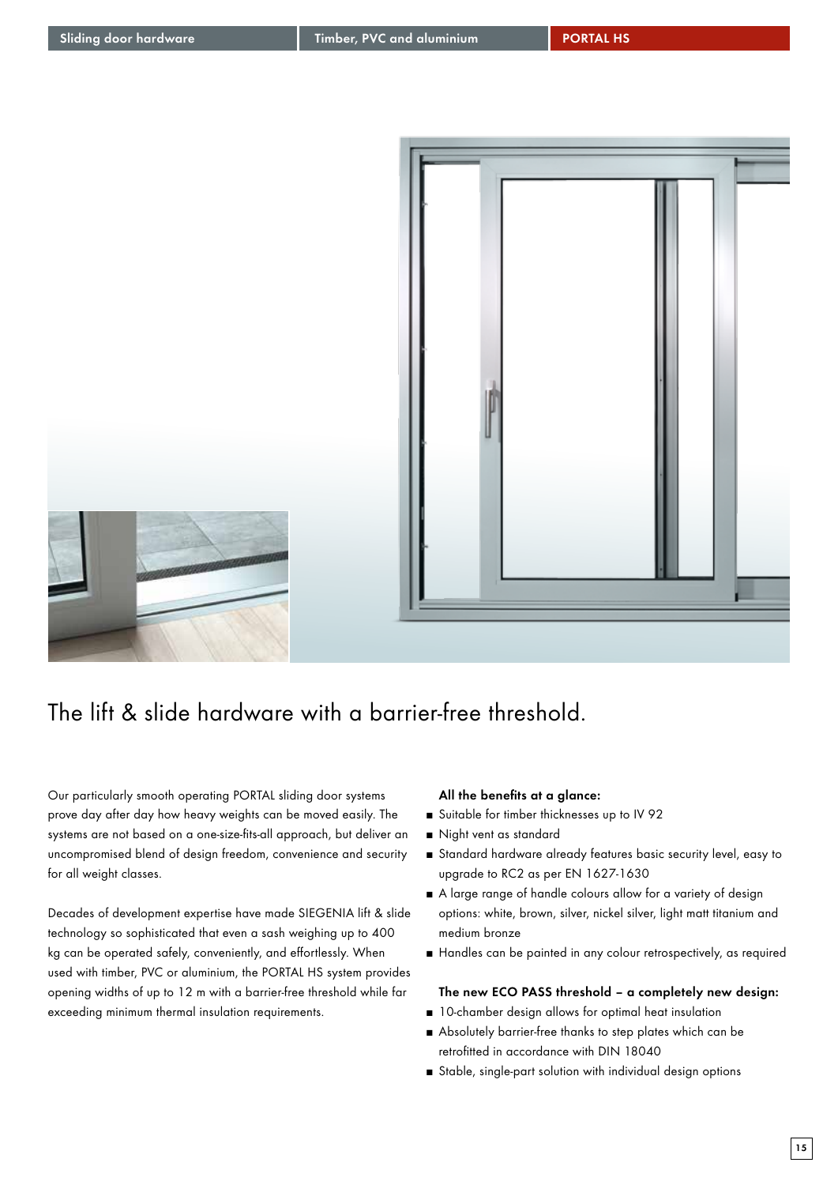# The lift & slide hardware with a barrier-free threshold.

Our particularly smooth operating PORTAL sliding door systems prove day after day how heavy weights can be moved easily. The systems are not based on a one-size-fits-all approach, but deliver an uncompromised blend of design freedom, convenience and security for all weight classes.

Decades of development expertise have made SIEGENIA lift & slide technology so sophisticated that even a sash weighing up to 400 kg can be operated safely, conveniently, and effortlessly. When used with timber, PVC or aluminium, the PORTAL HS system provides opening widths of up to 12 m with a barrier-free threshold while far exceeding minimum thermal insulation requirements.

**All the benefits at a glance:**

- Suitable for timber thicknesses up to IV 92
- Night vent as standard
- Standard hardware already features basic security level, easy to upgrade to RC2 as per EN 1627-1630
- A large range of handle colours allow for a variety of design options: white, brown, silver, nickel silver, light matt titanium and medium bronze
- Handles can be painted in any colour retrospectively, as required

**The new ECO PASS threshold – a completely new design:**

- 10-chamber design allows for optimal heat insulation
- Absolutely barrier-free thanks to step plates which can be retrofitted in accordance with DIN 18040
- Stable, single-part solution with individual design options